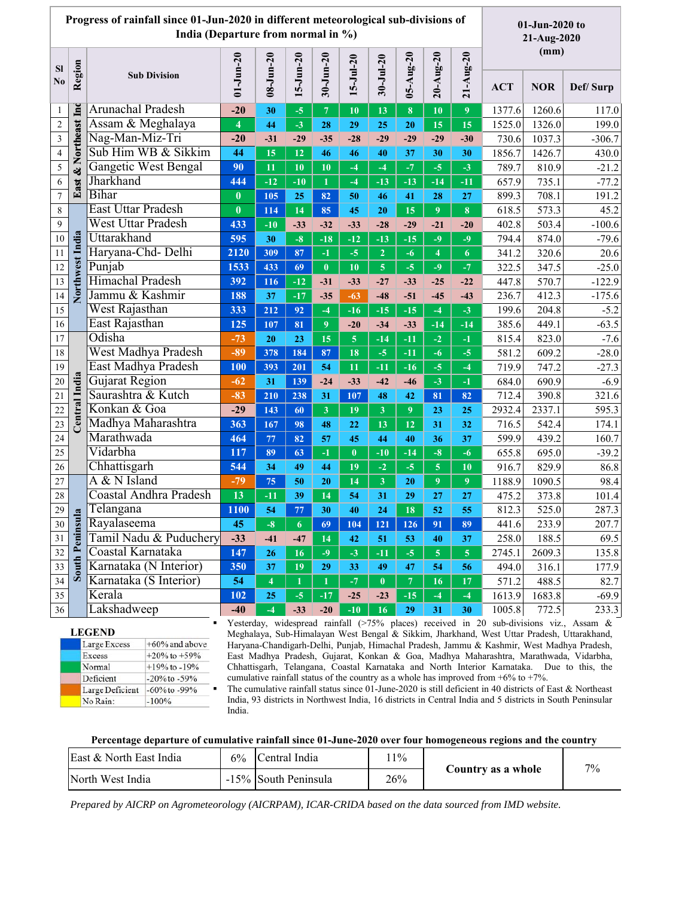| Sl No | Region | Sub Division | 01-Jun-20 | 08-Jun-20 | 15-Jun-20 | 30-Jun-20 | 15-Jul-20 | 30-Jul-20 | 05-Aug-20 | 20-Aug-20 | 21-Aug-20 | ACT | NOR | Def/ Surp |
|---|---|---|---|---|---|---|---|---|---|---|---|---|---|---|
| | | **Progress of rainfall since 01-Jun-2020 in different meteorological sub-divisions of India (Departure from normal in %)** | | | | | | | | | | **01-Jun-2020 to 21-Aug-2020 (mm)** | | |
| 1 | East & Northeast India | Arunachal Pradesh | -20 | 30 | -5 | 7 | 10 | 13 | 8 | 10 | 9 | 1377.6 | 1260.6 | 117.0 |
| 2 | | Assam & Meghalaya | 4 | 44 | -3 | 28 | 29 | 25 | 20 | 15 | 15 | 1525.0 | 1326.0 | 199.0 |
| 3 | | Nag-Man-Miz-Tri | -20 | -31 | -29 | -35 | -28 | -29 | -29 | -29 | -30 | 730.6 | 1037.3 | -306.7 |
| 4 | | Sub Him WB & Sikkim | 44 | 15 | 12 | 46 | 46 | 40 | 37 | 30 | 30 | 1856.7 | 1426.7 | 430.0 |
| 5 | | Gangetic West Bengal | 90 | 11 | 10 | 10 | -4 | -4 | -7 | -5 | -3 | 789.7 | 810.9 | -21.2 |
| 6 | | Jharkhand | 444 | -12 | -10 | 1 | -4 | -13 | -13 | -14 | -11 | 657.9 | 735.1 | -77.2 |
| 7 | | Bihar | 0 | 105 | 25 | 82 | 50 | 46 | 41 | 28 | 27 | 899.3 | 708.1 | 191.2 |
| 8 | Northwest India | East Uttar Pradesh | 0 | 114 | 14 | 85 | 45 | 20 | 15 | 9 | 8 | 618.5 | 573.3 | 45.2 |
| 9 | | West Uttar Pradesh | 433 | -10 | -33 | -32 | -33 | -28 | -29 | -21 | -20 | 402.8 | 503.4 | -100.6 |
| 10 | | Uttarakhand | 595 | 30 | -8 | -18 | -12 | -13 | -15 | -9 | -9 | 794.4 | 874.0 | -79.6 |
| 11 | | Haryana-Chd- Delhi | 2120 | 309 | 87 | -1 | -5 | 2 | -6 | 4 | 6 | 341.2 | 320.6 | 20.6 |
| 12 | | Punjab | 1533 | 433 | 69 | 0 | 10 | 5 | -5 | -9 | -7 | 322.5 | 347.5 | -25.0 |
| 13 | | Himachal Pradesh | 392 | 116 | -12 | -31 | -33 | -27 | -33 | -25 | -22 | 447.8 | 570.7 | -122.9 |
| 14 | | Jammu & Kashmir | 188 | 37 | -17 | -35 | -63 | -48 | -51 | -45 | -43 | 236.7 | 412.3 | -175.6 |
| 15 | | West Rajasthan | 333 | 212 | 92 | -4 | -16 | -15 | -15 | -4 | -3 | 199.6 | 204.8 | -5.2 |
| 16 | | East Rajasthan | 125 | 107 | 81 | 9 | -20 | -34 | -33 | -14 | -14 | 385.6 | 449.1 | -63.5 |
| 17 | Central India | Odisha | -73 | 20 | 23 | 15 | 5 | -14 | -11 | -2 | -1 | 815.4 | 823.0 | -7.6 |
| 18 | | West Madhya Pradesh | -89 | 378 | 184 | 87 | 18 | -5 | -11 | -6 | -5 | 581.2 | 609.2 | -28.0 |
| 19 | | East Madhya Pradesh | 100 | 393 | 201 | 54 | 11 | -11 | -16 | -5 | -4 | 719.9 | 747.2 | -27.3 |
| 20 | | Gujarat Region | -62 | 31 | 139 | -24 | -33 | -42 | -46 | -3 | -1 | 684.0 | 690.9 | -6.9 |
| 21 | | Saurashtra & Kutch | -83 | 210 | 238 | 31 | 107 | 48 | 42 | 81 | 82 | 712.4 | 390.8 | 321.6 |
| 22 | | Konkan & Goa | -29 | 143 | 60 | 3 | 19 | 3 | 9 | 23 | 25 | 2932.4 | 2337.1 | 595.3 |
| 23 | | Madhya Maharashtra | 363 | 167 | 98 | 48 | 22 | 13 | 12 | 31 | 32 | 716.5 | 542.4 | 174.1 |
| 24 | | Marathwada | 464 | 77 | 82 | 57 | 45 | 44 | 40 | 36 | 37 | 599.9 | 439.2 | 160.7 |
| 25 | | Vidarbha | 117 | 89 | 63 | -1 | 0 | -10 | -14 | -8 | -6 | 655.8 | 695.0 | -39.2 |
| 26 | | Chhattisgarh | 544 | 34 | 49 | 44 | 19 | -2 | -5 | 5 | 10 | 916.7 | 829.9 | 86.8 |
| 27 | South Peninsula | A & N Island | -79 | 75 | 50 | 20 | 14 | 3 | 20 | 9 | 9 | 1188.9 | 1090.5 | 98.4 |
| 28 | | Coastal Andhra Pradesh | 13 | -11 | 39 | 14 | 54 | 31 | 29 | 27 | 27 | 475.2 | 373.8 | 101.4 |
| 29 | | Telangana | 1100 | 54 | 77 | 30 | 40 | 24 | 18 | 52 | 55 | 812.3 | 525.0 | 287.3 |
| 30 | | Rayalaseema | 45 | -8 | 6 | 69 | 104 | 121 | 126 | 91 | 89 | 441.6 | 233.9 | 207.7 |
| 31 | | Tamil Nadu & Puduchery | -33 | -41 | -47 | 14 | 42 | 51 | 53 | 40 | 37 | 258.0 | 188.5 | 69.5 |
| 32 | | Coastal Karnataka | 147 | 26 | 16 | -9 | -3 | -11 | -5 | 5 | 5 | 2745.1 | 2609.3 | 135.8 |
| 33 | | Karnataka (N Interior) | 350 | 37 | 19 | 29 | 33 | 49 | 47 | 54 | 56 | 494.0 | 316.1 | 177.9 |
| 34 | | Karnataka (S Interior) | 54 | 4 | 1 | 1 | -7 | 0 | 7 | 16 | 17 | 571.2 | 488.5 | 82.7 |
| 35 | | Kerala | 102 | 25 | -5 | -17 | -25 | -23 | -15 | -4 | -4 | 1613.9 | 1683.8 | -69.9 |
| 36 | | Lakshadweep | -40 | -4 | -33 | -20 | -10 | 16 | 29 | 31 | 30 | 1005.8 | 772.5 | 233.3 |

**LEGEND**

| Category | Range |
|---|---|
| Large Excess | +60% and above |
| Excess | +20% to +59% |
| Normal | +19% to -19% |
| Deficient | -20% to -59% |
| Large Deficient | -60% to -99% |
| No Rain: | -100% |

- Yesterday, widespread rainfall (>75% places) received in 20 sub-divisions viz., Assam & Meghalaya, Sub-Himalayan West Bengal & Sikkim, Jharkhand, West Uttar Pradesh, Uttarakhand, Haryana-Chandigarh-Delhi, Punjab, Himachal Pradesh, Jammu & Kashmir, West Madhya Pradesh, East Madhya Pradesh, Gujarat, Konkan & Goa, Madhya Maharashtra, Marathwada, Vidarbha, Chhattisgarh, Telangana, Coastal Karnataka and North Interior Karnataka. Due to this, the cumulative rainfall status of the country as a whole has improved from +6% to +7%.
- The cumulative rainfall status since 01-June-2020 is still deficient in 40 districts of East & Northeast India, 93 districts in Northwest India, 16 districts in Central India and 5 districts in South Peninsular India.

**Percentage departure of cumulative rainfall since 01-June-2020 over four homogeneous regions and the country**

| Region | % | Region | % | | |
|---|---|---|---|---|---|
| East & North East India | 6% | Central India | 11% | **Country as a whole** | 7% |
| North West India | -15% | South Peninsula | 26% | | |

*Prepared by AICRP on Agrometeorology (AICRPAM), ICAR-CRIDA based on the data sourced from IMD website.*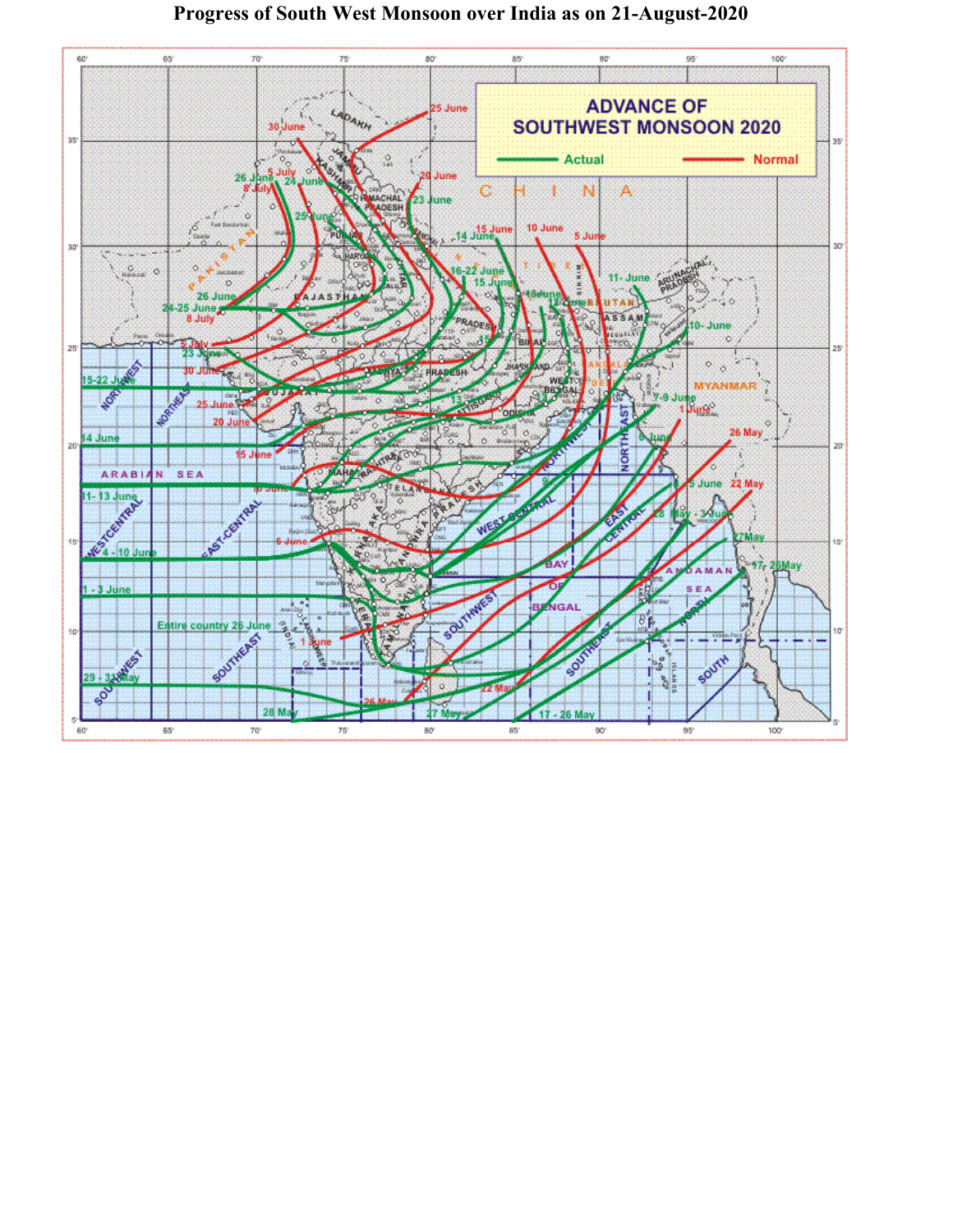# Progress of South West Monsoon over India as on 21-August-2020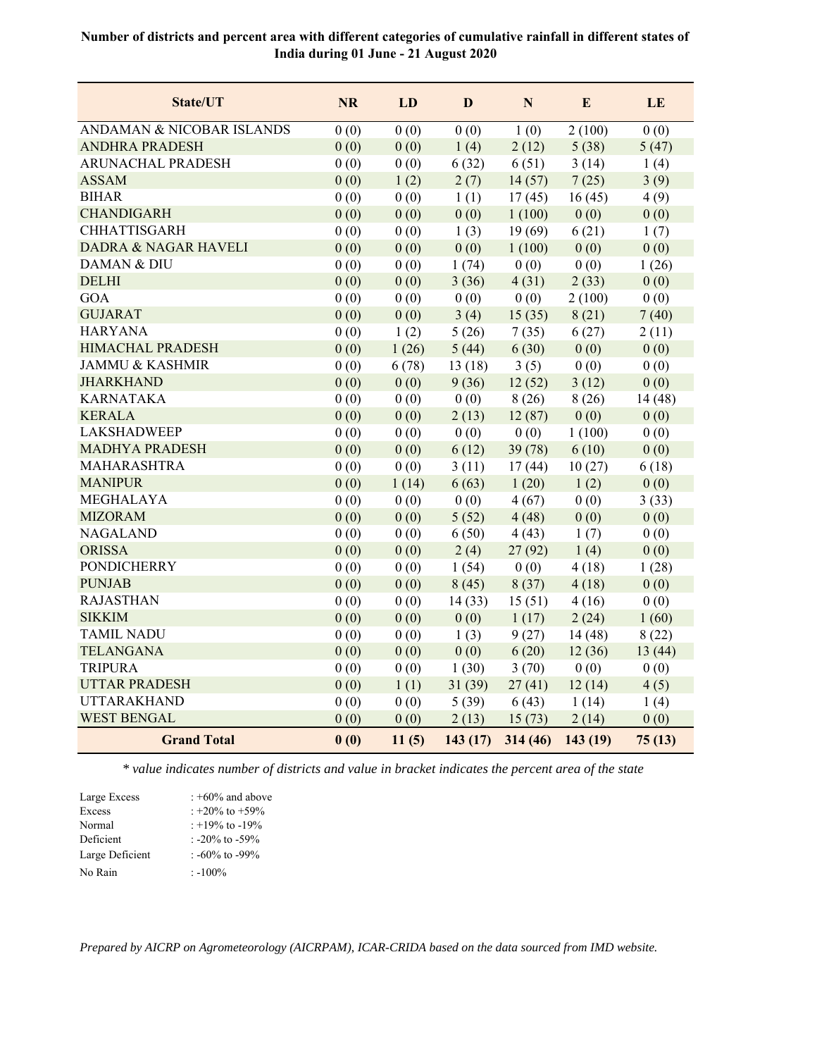**Number of districts and percent area with different categories of cumulative rainfall in different states of India during 01 June - 21 August 2020**

| State/UT | NR | LD | D | N | E | LE |
|---|---|---|---|---|---|---|
| ANDAMAN & NICOBAR ISLANDS | 0 (0) | 0 (0) | 0 (0) | 1 (0) | 2 (100) | 0 (0) |
| ANDHRA PRADESH | 0 (0) | 0 (0) | 1 (4) | 2 (12) | 5 (38) | 5 (47) |
| ARUNACHAL PRADESH | 0 (0) | 0 (0) | 6 (32) | 6 (51) | 3 (14) | 1 (4) |
| ASSAM | 0 (0) | 1 (2) | 2 (7) | 14 (57) | 7 (25) | 3 (9) |
| BIHAR | 0 (0) | 0 (0) | 1 (1) | 17 (45) | 16 (45) | 4 (9) |
| CHANDIGARH | 0 (0) | 0 (0) | 0 (0) | 1 (100) | 0 (0) | 0 (0) |
| CHHATTISGARH | 0 (0) | 0 (0) | 1 (3) | 19 (69) | 6 (21) | 1 (7) |
| DADRA & NAGAR HAVELI | 0 (0) | 0 (0) | 0 (0) | 1 (100) | 0 (0) | 0 (0) |
| DAMAN & DIU | 0 (0) | 0 (0) | 1 (74) | 0 (0) | 0 (0) | 1 (26) |
| DELHI | 0 (0) | 0 (0) | 3 (36) | 4 (31) | 2 (33) | 0 (0) |
| GOA | 0 (0) | 0 (0) | 0 (0) | 0 (0) | 2 (100) | 0 (0) |
| GUJARAT | 0 (0) | 0 (0) | 3 (4) | 15 (35) | 8 (21) | 7 (40) |
| HARYANA | 0 (0) | 1 (2) | 5 (26) | 7 (35) | 6 (27) | 2 (11) |
| HIMACHAL PRADESH | 0 (0) | 1 (26) | 5 (44) | 6 (30) | 0 (0) | 0 (0) |
| JAMMU & KASHMIR | 0 (0) | 6 (78) | 13 (18) | 3 (5) | 0 (0) | 0 (0) |
| JHARKHAND | 0 (0) | 0 (0) | 9 (36) | 12 (52) | 3 (12) | 0 (0) |
| KARNATAKA | 0 (0) | 0 (0) | 0 (0) | 8 (26) | 8 (26) | 14 (48) |
| KERALA | 0 (0) | 0 (0) | 2 (13) | 12 (87) | 0 (0) | 0 (0) |
| LAKSHADWEEP | 0 (0) | 0 (0) | 0 (0) | 0 (0) | 1 (100) | 0 (0) |
| MADHYA PRADESH | 0 (0) | 0 (0) | 6 (12) | 39 (78) | 6 (10) | 0 (0) |
| MAHARASHTRA | 0 (0) | 0 (0) | 3 (11) | 17 (44) | 10 (27) | 6 (18) |
| MANIPUR | 0 (0) | 1 (14) | 6 (63) | 1 (20) | 1 (2) | 0 (0) |
| MEGHALAYA | 0 (0) | 0 (0) | 0 (0) | 4 (67) | 0 (0) | 3 (33) |
| MIZORAM | 0 (0) | 0 (0) | 5 (52) | 4 (48) | 0 (0) | 0 (0) |
| NAGALAND | 0 (0) | 0 (0) | 6 (50) | 4 (43) | 1 (7) | 0 (0) |
| ORISSA | 0 (0) | 0 (0) | 2 (4) | 27 (92) | 1 (4) | 0 (0) |
| PONDICHERRY | 0 (0) | 0 (0) | 1 (54) | 0 (0) | 4 (18) | 1 (28) |
| PUNJAB | 0 (0) | 0 (0) | 8 (45) | 8 (37) | 4 (18) | 0 (0) |
| RAJASTHAN | 0 (0) | 0 (0) | 14 (33) | 15 (51) | 4 (16) | 0 (0) |
| SIKKIM | 0 (0) | 0 (0) | 0 (0) | 1 (17) | 2 (24) | 1 (60) |
| TAMIL NADU | 0 (0) | 0 (0) | 1 (3) | 9 (27) | 14 (48) | 8 (22) |
| TELANGANA | 0 (0) | 0 (0) | 0 (0) | 6 (20) | 12 (36) | 13 (44) |
| TRIPURA | 0 (0) | 0 (0) | 1 (30) | 3 (70) | 0 (0) | 0 (0) |
| UTTAR PRADESH | 0 (0) | 1 (1) | 31 (39) | 27 (41) | 12 (14) | 4 (5) |
| UTTARAKHAND | 0 (0) | 0 (0) | 5 (39) | 6 (43) | 1 (14) | 1 (4) |
| WEST BENGAL | 0 (0) | 0 (0) | 2 (13) | 15 (73) | 2 (14) | 0 (0) |
| **Grand Total** | **0 (0)** | **11 (5)** | **143 (17)** | **314 (46)** | **143 (19)** | **75 (13)** |

*\* value indicates number of districts and value in bracket indicates the percent area of the state*

| | |
|---|---|
| Large Excess | : +60% and above |
| Excess | : +20% to +59% |
| Normal | : +19% to -19% |
| Deficient | : -20% to -59% |
| Large Deficient | : -60% to -99% |
| No Rain | : -100% |

*Prepared by AICRP on Agrometeorology (AICRPAM), ICAR-CRIDA based on the data sourced from IMD website.*